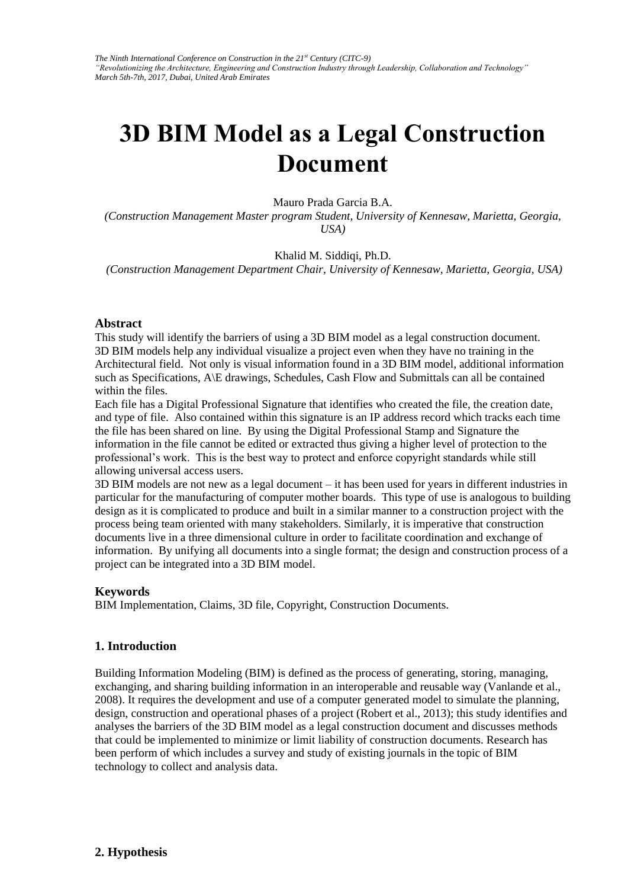# 3D BIM Model as a Legal Construction Document

Mauro Prada Garcia B.A.

*(Construction Management Master program Student, University of Kennesaw, Marietta, Georgia, USA)*

Khalid M. Siddiqi, Ph.D.

*(Construction Management Department Chair, University of Kennesaw, Marietta, Georgia, USA)*

### Abstract

This study will identify the barriers of using a 3D BIM model as a legal construction document. 3D BIM models help any individual visualize a project even when they have no training in the Architectural field. Not only is visual information found in a 3D BIM model, additional information such as Specifications, A\E drawings, Schedules, Cash Flow and Submittals can all be contained within the files.

Each file has a Digital Professional Signature that identifies who created the file, the creation date, and type of file. Also contained within this signature is an IP address record which tracks each time the file has been shared on line. By using the Digital Professional Stamp and Signature the information in the file cannot be edited or extracted thus giving a higher level of protection to the professional's work. This is the best way to protect and enforce copyright standards while still allowing universal access users.

3D BIM models are not new as a legal document – it has been used for years in different industries in particular for the manufacturing of computer mother boards. This type of use is analogous to building design as it is complicated to produce and built in a similar manner to a construction project with the process being team oriented with many stakeholders. Similarly, it is imperative that construction documents live in a three dimensional culture in order to facilitate coordination and exchange of information. By unifying all documents into a single format; the design and construction process of a project can be integrated into a 3D BIM model.

### Keywords

BIM Implementation, Claims, 3D file, Copyright, Construction Documents.

## 1. Introduction

Building Information Modeling (BIM) is defined as the process of generating, storing, managing, exchanging, and sharing building information in an interoperable and reusable way (Vanlande et al., 2008). It requires the development and use of a computer generated model to simulate the planning, design, construction and operational phases of a project (Robert et al., 2013); this study identifies and analyses the barriers of the 3D BIM model as a legal construction document and discusses methods that could be implemented to minimize or limit liability of construction documents. Research has been perform of which includes a survey and study of existing journals in the topic of BIM technology to collect and analysis data.

## 2. Hypothesis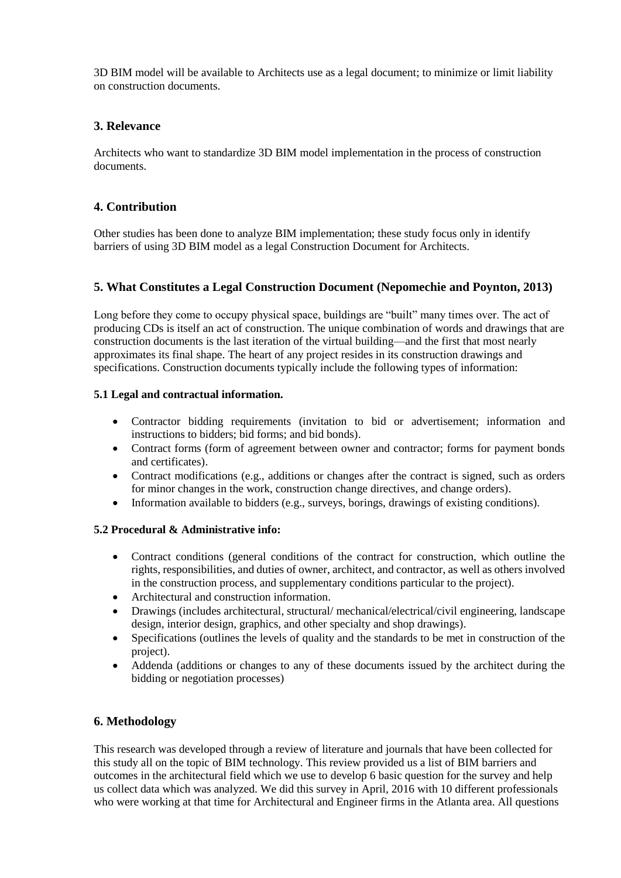3D BIM model will be available to Architects use as a legal document; to minimize or limit liability on construction documents.

## 3. Relevance

Architects who want to standardize 3D BIM model implementation in the process of construction documents.

## 4. Contribution

Other studies has been done to analyze BIM implementation; these study focus only in identify barriers of using 3D BIM model as a legal Construction Document for Architects.

## 5. What Constitutes a Legal Construction Document (Nepomechie and Poynton, 2013)

Long before they come to occupy physical space, buildings are "built" many times over. The act of producing CDs is itself an act of construction. The unique combination of words and drawings that are construction documents is the last iteration of the virtual building—and the first that most nearly approximates its final shape. The heart of any project resides in its construction drawings and specifications. Construction documents typically include the following types of information:

### 5.1 Legal and contractual information.

- Contractor bidding requirements (invitation to bid or advertisement; information and instructions to bidders; bid forms; and bid bonds).
- Contract forms (form of agreement between owner and contractor; forms for payment bonds and certificates).
- Contract modifications (e.g., additions or changes after the contract is signed, such as orders for minor changes in the work, construction change directives, and change orders).
- Information available to bidders (e.g., surveys, borings, drawings of existing conditions).

### 5.2 Procedural & Administrative info:

- Contract conditions (general conditions of the contract for construction, which outline the rights, responsibilities, and duties of owner, architect, and contractor, as well as others involved in the construction process, and supplementary conditions particular to the project).
- Architectural and construction information.
- Drawings (includes architectural, structural/ mechanical/electrical/civil engineering, landscape design, interior design, graphics, and other specialty and shop drawings).
- Specifications (outlines the levels of quality and the standards to be met in construction of the project).
- Addenda (additions or changes to any of these documents issued by the architect during the bidding or negotiation processes)

## 6. Methodology

This research was developed through a review of literature and journals that have been collected for this study all on the topic of BIM technology. This review provided us a list of BIM barriers and outcomes in the architectural field which we use to develop 6 basic question for the survey and help us collect data which was analyzed. We did this survey in April, 2016 with 10 different professionals who were working at that time for Architectural and Engineer firms in the Atlanta area. All questions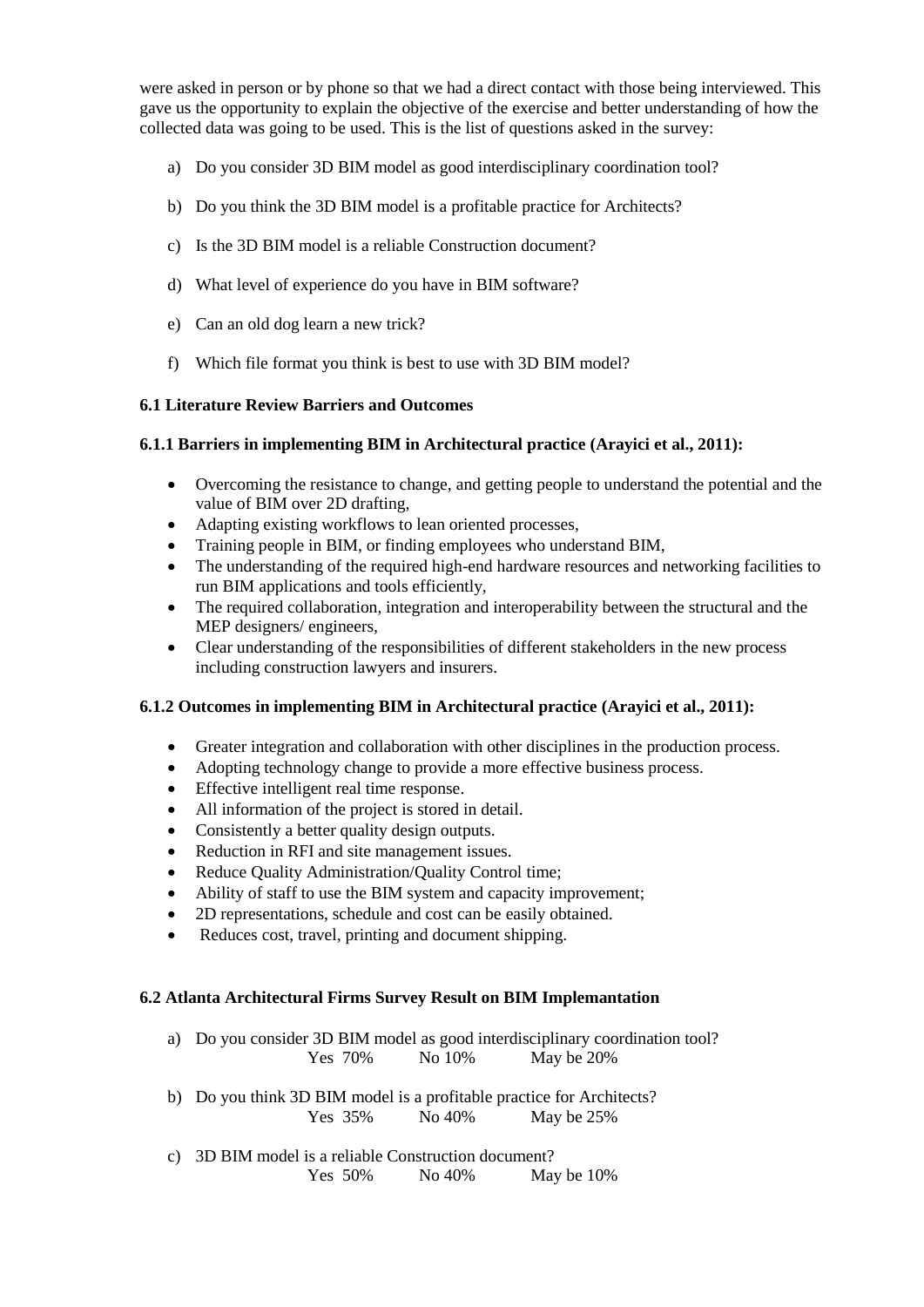were asked in person or by phone so that we had a direct contact with those being interviewed. This gave us the opportunity to explain the objective of the exercise and better understanding of how the collected data was going to be used. This is the list of questions asked in the survey:

a) Do you consider 3D BIM model as good interdisciplinary coordination tool?

b) Do you think the 3D BIM model is a profitable practice for Architects?

c) Is the 3D BIM model is a reliable Construction document?

d) What level of experience do you have in BIM software?

e) Can an old dog learn a new trick?

f) Which file format you think is best to use with 3D BIM model?

### 6.1 Literature Review Barriers and Outcomes

#### 6.1.1 Barriers in implementing BIM in Architectural practice (Arayici et al., 2011):

- Overcoming the resistance to change, and getting people to understand the potential and the value of BIM over 2D drafting,
- Adapting existing workflows to lean oriented processes,
- Training people in BIM, or finding employees who understand BIM,
- The understanding of the required high-end hardware resources and networking facilities to run BIM applications and tools efficiently,
- The required collaboration, integration and interoperability between the structural and the MEP designers/ engineers,
- Clear understanding of the responsibilities of different stakeholders in the new process including construction lawyers and insurers.

#### 6.1.2 Outcomes in implementing BIM in Architectural practice (Arayici et al., 2011):

- Greater integration and collaboration with other disciplines in the production process.
- Adopting technology change to provide a more effective business process.
- Effective intelligent real time response.
- All information of the project is stored in detail.
- Consistently a better quality design outputs.
- Reduction in RFI and site management issues.
- Reduce Quality Administration/Quality Control time;
- Ability of staff to use the BIM system and capacity improvement;
- 2D representations, schedule and cost can be easily obtained.
- Reduces cost, travel, printing and document shipping.

### 6.2 Atlanta Architectural Firms Survey Result on BIM Implemantation

a) Do you consider 3D BIM model as good interdisciplinary coordination tool?
Yes 70%    No 10%    May be 20%

b) Do you think 3D BIM model is a profitable practice for Architects?
Yes 35%    No 40%    May be 25%

c) 3D BIM model is a reliable Construction document?
Yes 50%    No 40%    May be 10%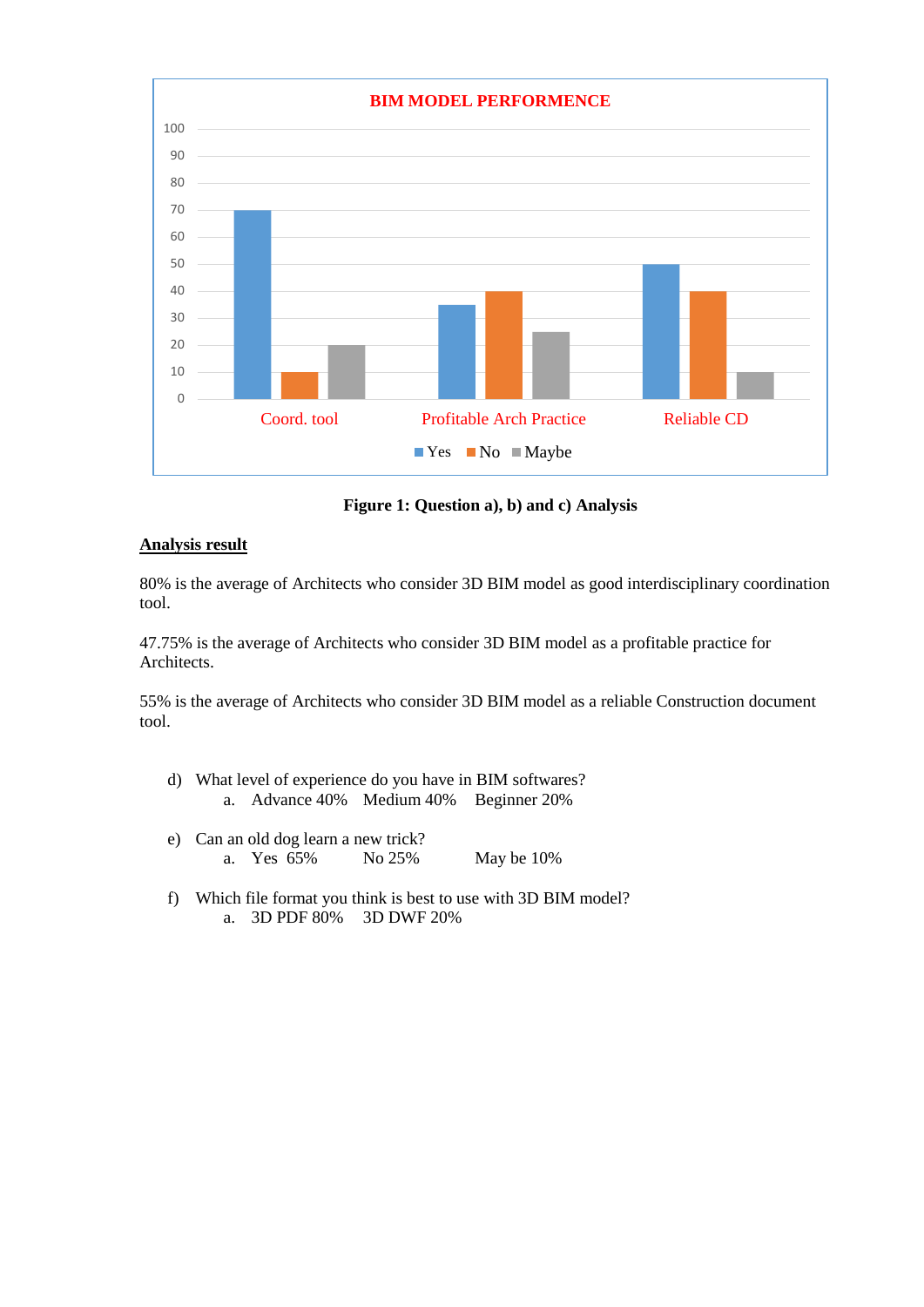**Figure 1: Question a), b) and c) Analysis**

**<u>Analysis result</u>**

80% is the average of Architects who consider 3D BIM model as good interdisciplinary coordination tool.

47.75% is the average of Architects who consider 3D BIM model as a profitable practice for Architects.

55% is the average of Architects who consider 3D BIM model as a reliable Construction document tool.

d) What level of experience do you have in BIM softwares?
   a. Advance 40% Medium 40% Beginner 20%

e) Can an old dog learn a new trick?
   a. Yes 65% No 25% May be 10%

f) Which file format you think is best to use with 3D BIM model?
   a. 3D PDF 80% 3D DWF 20%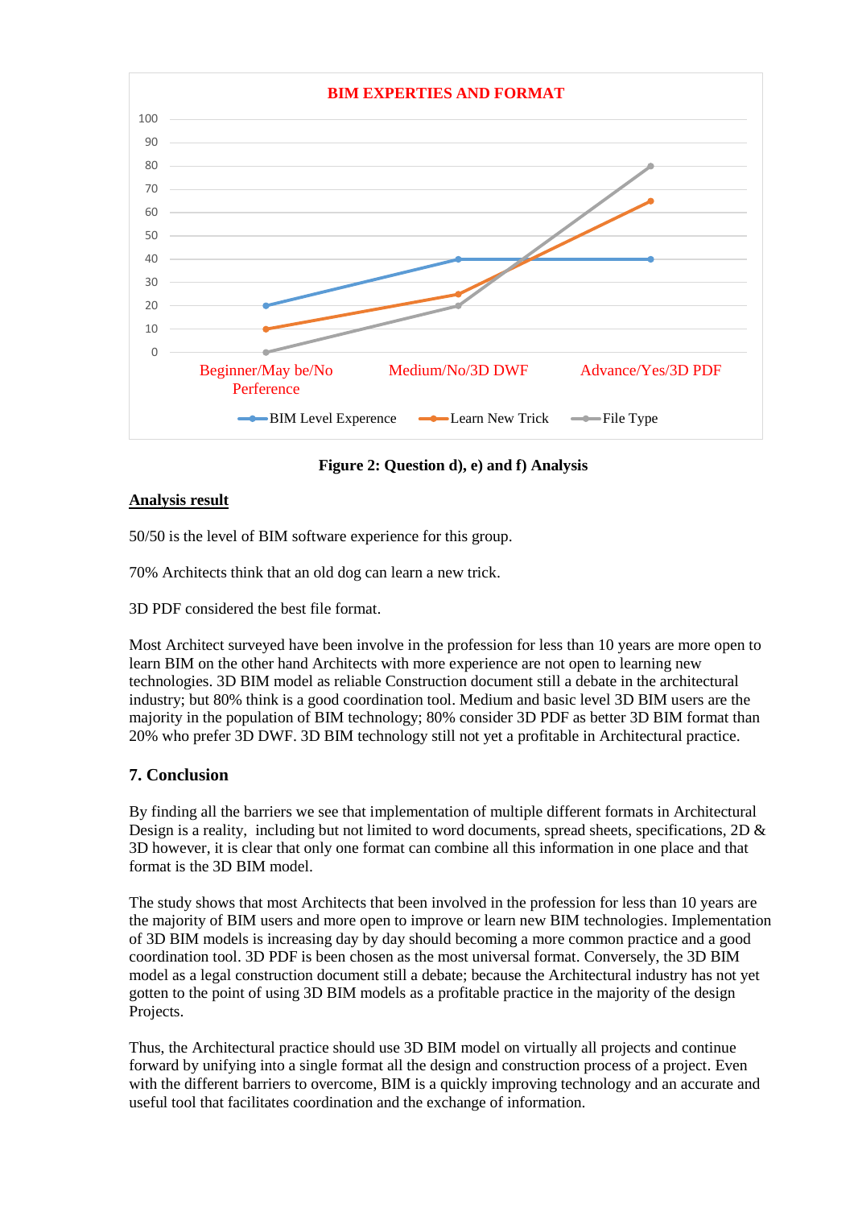**BIM EXPERTIES AND FORMAT**

| | Beginner/May be/No Perference | Medium/No/3D DWF | Advance/Yes/3D PDF |
|---|---|---|---|
| BIM Level Experence | 20 | 40 | 40 |
| Learn New Trick | 10 | 25 | 65 |
| File Type | 0 | 20 | 80 |

**Figure 2: Question d), e) and f) Analysis**

**Analysis result**

50/50 is the level of BIM software experience for this group.

70% Architects think that an old dog can learn a new trick.

3D PDF considered the best file format.

Most Architect surveyed have been involve in the profession for less than 10 years are more open to learn BIM on the other hand Architects with more experience are not open to learning new technologies. 3D BIM model as reliable Construction document still a debate in the architectural industry; but 80% think is a good coordination tool. Medium and basic level 3D BIM users are the majority in the population of BIM technology; 80% consider 3D PDF as better 3D BIM format than 20% who prefer 3D DWF. 3D BIM technology still not yet a profitable in Architectural practice.

## 7. Conclusion

By finding all the barriers we see that implementation of multiple different formats in Architectural Design is a reality, including but not limited to word documents, spread sheets, specifications, 2D & 3D however, it is clear that only one format can combine all this information in one place and that format is the 3D BIM model.

The study shows that most Architects that been involved in the profession for less than 10 years are the majority of BIM users and more open to improve or learn new BIM technologies. Implementation of 3D BIM models is increasing day by day should becoming a more common practice and a good coordination tool. 3D PDF is been chosen as the most universal format. Conversely, the 3D BIM model as a legal construction document still a debate; because the Architectural industry has not yet gotten to the point of using 3D BIM models as a profitable practice in the majority of the design Projects.

Thus, the Architectural practice should use 3D BIM model on virtually all projects and continue forward by unifying into a single format all the design and construction process of a project. Even with the different barriers to overcome, BIM is a quickly improving technology and an accurate and useful tool that facilitates coordination and the exchange of information.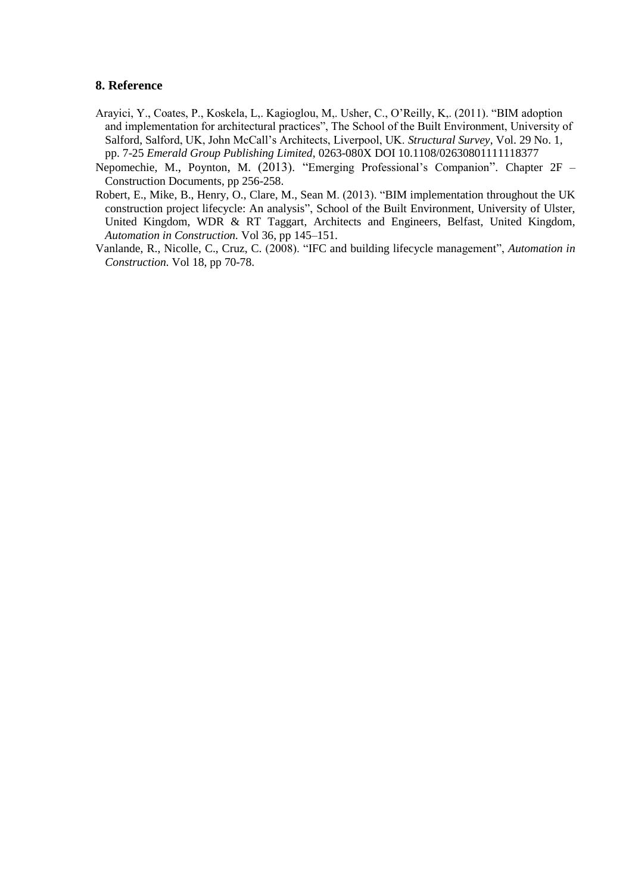## 8. Reference

Arayici, Y., Coates, P., Koskela, L,. Kagioglou, M,. Usher, C., O'Reilly, K,. (2011). "BIM adoption and implementation for architectural practices", The School of the Built Environment, University of Salford, Salford, UK, John McCall's Architects, Liverpool, UK. *Structural Survey*, Vol. 29 No. 1, pp. 7-25 *Emerald Group Publishing Limited*, 0263-080X DOI 10.1108/02630801111118377

Nepomechie, M., Poynton, M. (2013). "Emerging Professional's Companion". Chapter 2F – Construction Documents, pp 256-258.

Robert, E., Mike, B., Henry, O., Clare, M., Sean M. (2013). "BIM implementation throughout the UK construction project lifecycle: An analysis", School of the Built Environment, University of Ulster, United Kingdom, WDR & RT Taggart, Architects and Engineers, Belfast, United Kingdom, *Automation in Construction.* Vol 36, pp 145–151.

Vanlande, R., Nicolle, C., Cruz, C. (2008). "IFC and building lifecycle management", *Automation in Construction.* Vol 18, pp 70-78.